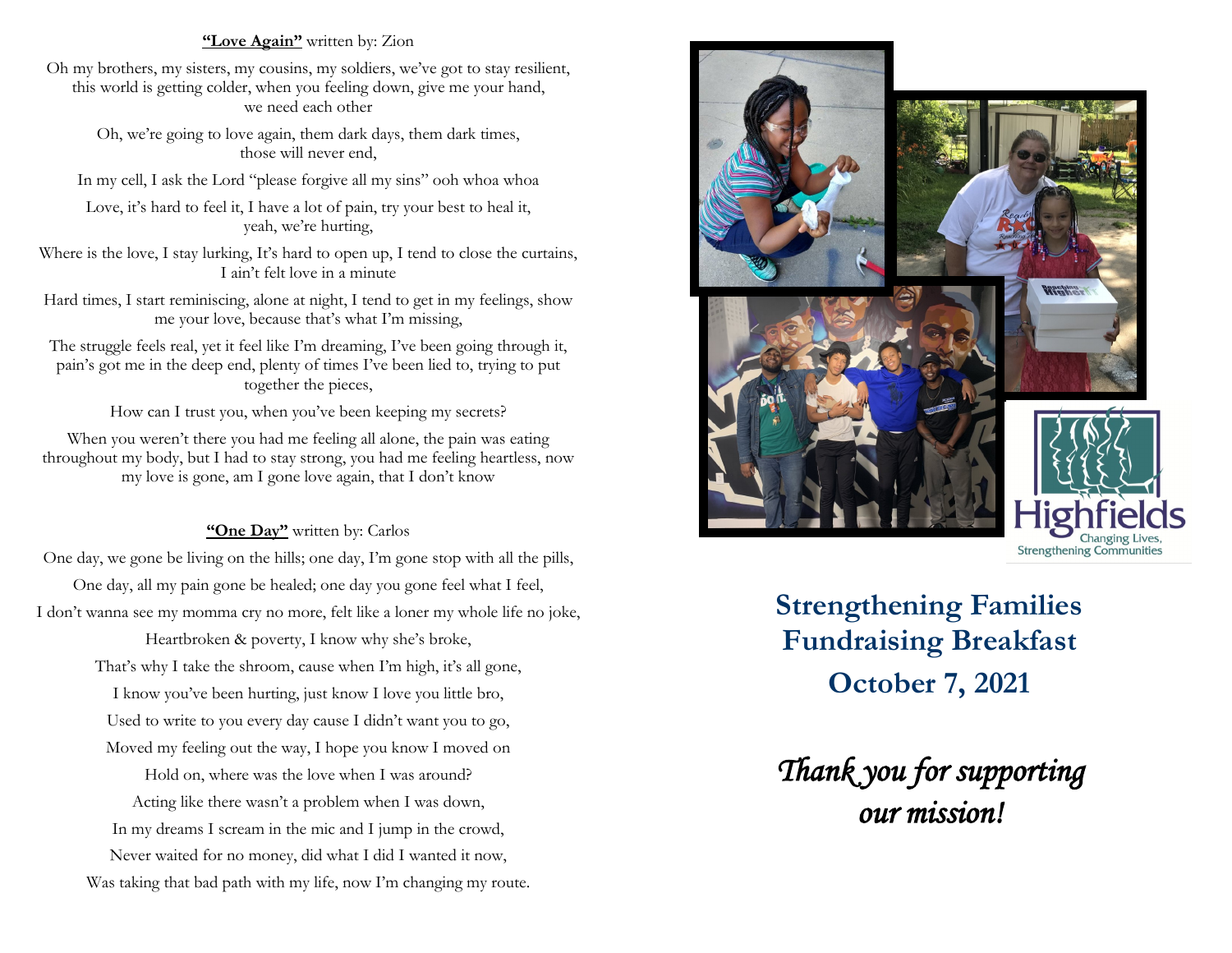**"Love Again"** written by: Zion

Oh my brothers, my sisters, my cousins, my soldiers, we've got to stay resilient, this world is getting colder, when you feeling down, give me your hand, we need each other

Oh, we're going to love again, them dark days, them dark times, those will never end,

In my cell, I ask the Lord "please forgive all my sins" ooh whoa whoa

Love, it's hard to feel it, I have a lot of pain, try your best to heal it, yeah, we're hurting,

Where is the love, I stay lurking, It's hard to open up, I tend to close the curtains, I ain't felt love in a minute

Hard times, I start reminiscing, alone at night, I tend to get in my feelings, show me your love, because that's what I'm missing,

The struggle feels real, yet it feel like I'm dreaming, I've been going through it, pain's got me in the deep end, plenty of times I've been lied to, trying to put together the pieces,

How can I trust you, when you've been keeping my secrets?

When you weren't there you had me feeling all alone, the pain was eating throughout my body, but I had to stay strong, you had me feeling heartless, now my love is gone, am I gone love again, that I don't know

**"One Day"** written by: Carlos

One day, we gone be living on the hills; one day, I'm gone stop with all the pills,

One day, all my pain gone be healed; one day you gone feel what I feel,

I don't wanna see my momma cry no more, felt like a loner my whole life no joke,

Heartbroken & poverty, I know why she's broke,

That's why I take the shroom, cause when I'm high, it's all gone,

I know you've been hurting, just know I love you little bro,

Used to write to you every day cause I didn't want you to go,

Moved my feeling out the way, I hope you know I moved on

Hold on, where was the love when I was around?

Acting like there wasn't a problem when I was down,

In my dreams I scream in the mic and I jump in the crowd,

Never waited for no money, did what I did I wanted it now,

Was taking that bad path with my life, now I'm changing my route.

Highfields
Changing Lives, Strengthening Communities

# Strengthening Families Fundraising Breakfast

## October 7, 2021

*Thank you for supporting our mission!*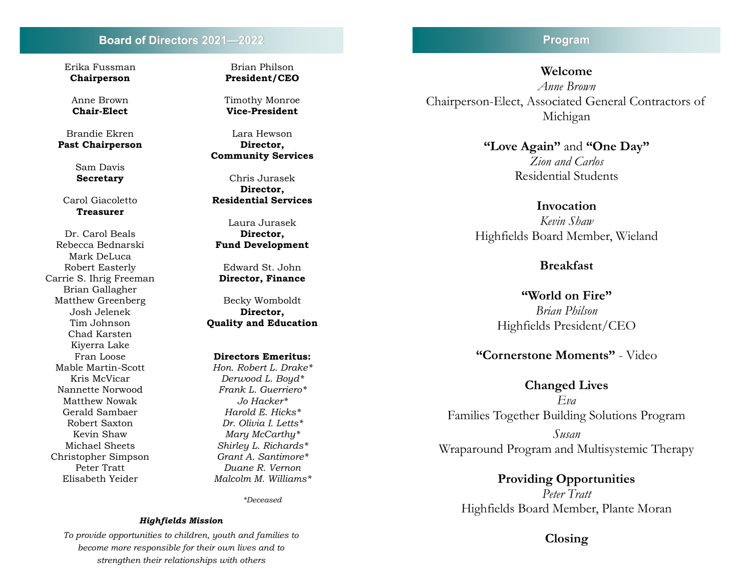## Board of Directors 2021—2022

Erika Fussman
**Chairperson**

Anne Brown
**Chair-Elect**

Brandie Ekren
**Past Chairperson**

Sam Davis
**Secretary**

Carol Giacoletto
**Treasurer**

Dr. Carol Beals
Rebecca Bednarski
Mark DeLuca
Robert Easterly
Carrie S. Ihrig Freeman
Brian Gallagher
Matthew Greenberg
Josh Jelenek
Tim Johnson
Chad Karsten
Kiyerra Lake
Fran Loose
Mable Martin-Scott
Kris McVicar
Nannette Norwood
Matthew Nowak
Gerald Sambaer
Robert Saxton
Kevin Shaw
Michael Sheets
Christopher Simpson
Peter Tratt
Elisabeth Yeider

Brian Philson
**President/CEO**

Timothy Monroe
**Vice-President**

Lara Hewson
**Director, Community Services**

Chris Jurasek
**Director, Residential Services**

Laura Jurasek
**Director, Fund Development**

Edward St. John
**Director, Finance**

Becky Womboldt
**Director, Quality and Education**

**Directors Emeritus:**
*Hon. Robert L. Drake**
*Derwood L. Boyd**
*Frank L. Guerriero**
*Jo Hacker**
*Harold E. Hicks**
*Dr. Olivia I. Letts**
*Mary McCarthy**
*Shirley L. Richards**
*Grant A. Santimore**
*Duane R. Vernon*
*Malcolm M. Williams**

**Deceased*

***Highfields Mission***

*To provide opportunities to children, youth and families to become more responsible for their own lives and to strengthen their relationships with others*

## Program

**Welcome**
*Anne Brown*
Chairperson-Elect, Associated General Contractors of Michigan

**"Love Again"** and **"One Day"**
*Zion and Carlos*
Residential Students

**Invocation**
*Kevin Shaw*
Highfields Board Member, Wieland

**Breakfast**

**"World on Fire"**
*Brian Philson*
Highfields President/CEO

**"Cornerstone Moments"** - Video

**Changed Lives**
*Eva*
Families Together Building Solutions Program
*Susan*
Wraparound Program and Multisystemic Therapy

**Providing Opportunities**
*Peter Tratt*
Highfields Board Member, Plante Moran

**Closing**